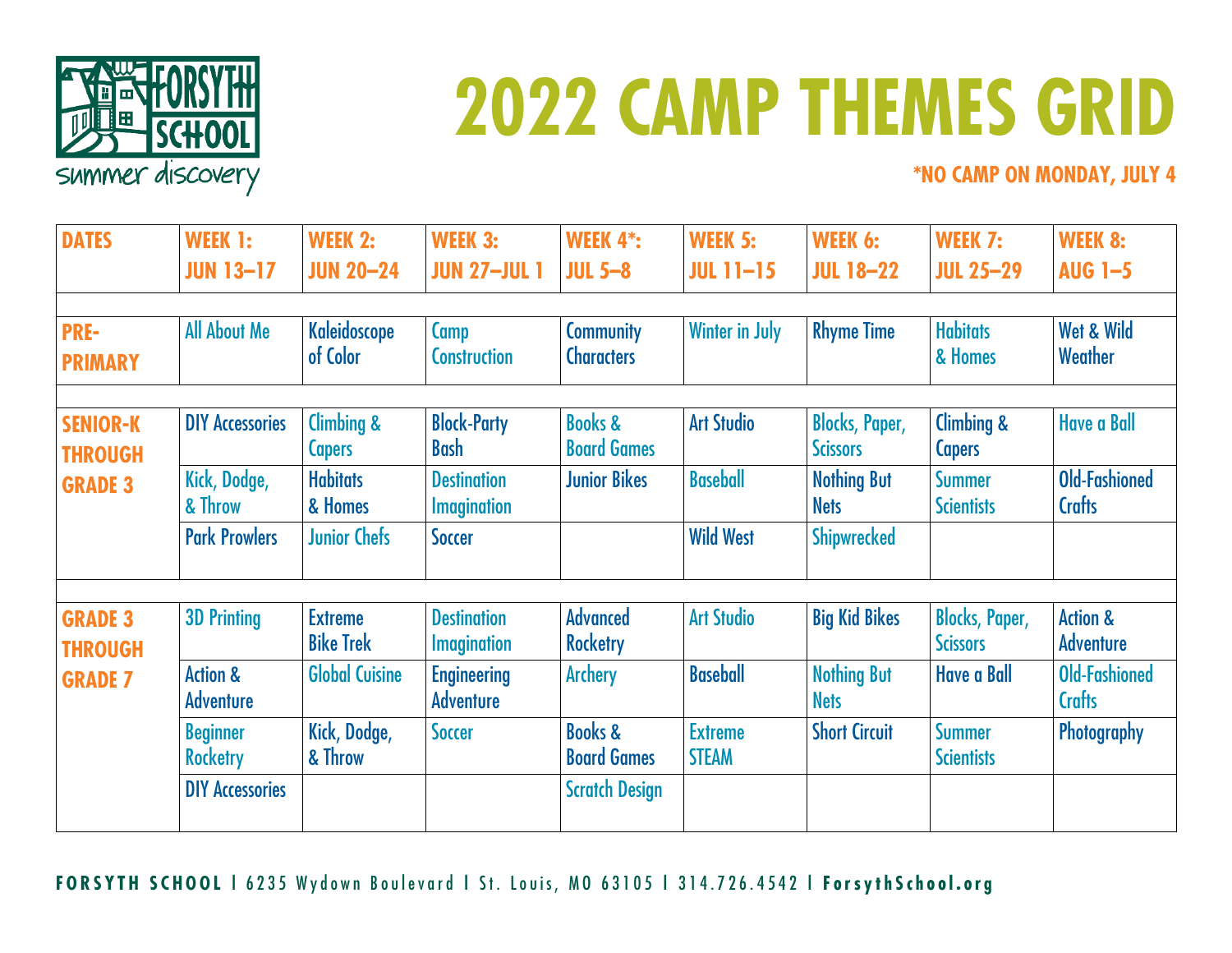# 2022 CAMP THEMES GRID

**\*NO CAMP ON MONDAY, JULY 4**

| DATES | WEEK 1: JUN 13–17 | WEEK 2: JUN 20–24 | WEEK 3: JUN 27–JUL 1 | WEEK 4*: JUL 5–8 | WEEK 5: JUL 11–15 | WEEK 6: JUL 18–22 | WEEK 7: JUL 25–29 | WEEK 8: AUG 1–5 |
|---|---|---|---|---|---|---|---|---|
| **PRE-PRIMARY** | All About Me | Kaleidoscope of Color | Camp Construction | Community Characters | Winter in July | Rhyme Time | Habitats & Homes | Wet & Wild Weather |
| **SENIOR-K THROUGH GRADE 3** | DIY Accessories | Climbing & Capers | Block-Party Bash | Books & Board Games | Art Studio | Blocks, Paper, Scissors | Climbing & Capers | Have a Ball |
| | Kick, Dodge, & Throw | Habitats & Homes | Destination Imagination | Junior Bikes | Baseball | Nothing But Nets | Summer Scientists | Old-Fashioned Crafts |
| | Park Prowlers | Junior Chefs | Soccer | | Wild West | Shipwrecked | | |
| **GRADE 3 THROUGH GRADE 7** | 3D Printing | Extreme Bike Trek | Destination Imagination | Advanced Rocketry | Art Studio | Big Kid Bikes | Blocks, Paper, Scissors | Action & Adventure |
| | Action & Adventure | Global Cuisine | Engineering Adventure | Archery | Baseball | Nothing But Nets | Have a Ball | Old-Fashioned Crafts |
| | Beginner Rocketry | Kick, Dodge, & Throw | Soccer | Books & Board Games | Extreme STEAM | Short Circuit | Summer Scientists | Photography |
| | DIY Accessories | | | Scratch Design | | | | |

**FORSYTH SCHOOL** | 6235 Wydown Boulevard | St. Louis, MO 63105 | 314.726.4542 | **ForsythSchool.org**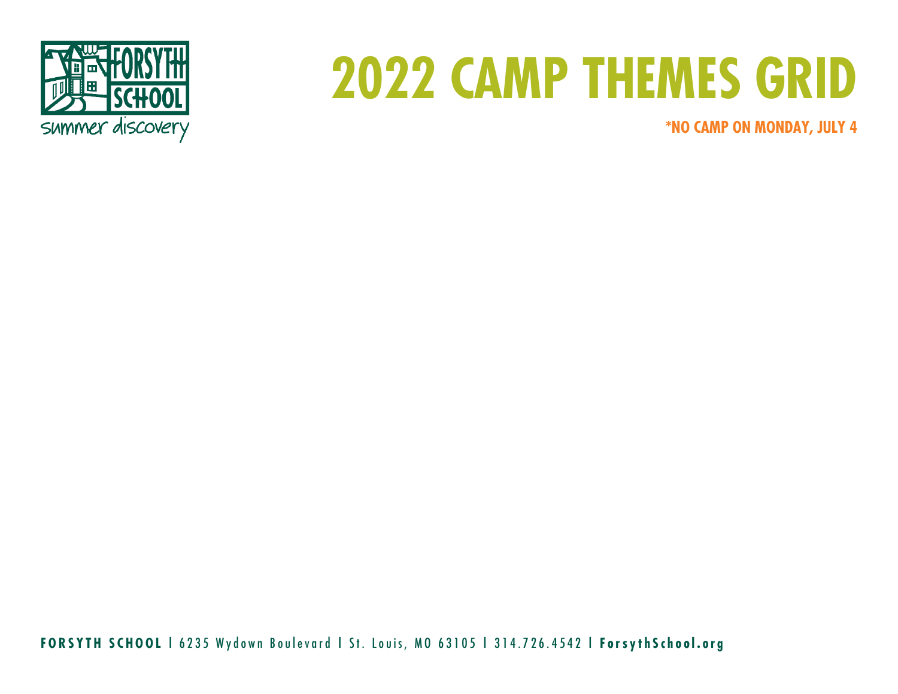# 2022 CAMP THEMES GRID

**\*NO CAMP ON MONDAY, JULY 4**

**FORSYTH SCHOOL** | 6235 Wydown Boulevard | St. Louis, MO 63105 | 314.726.4542 | **ForsythSchool.org**